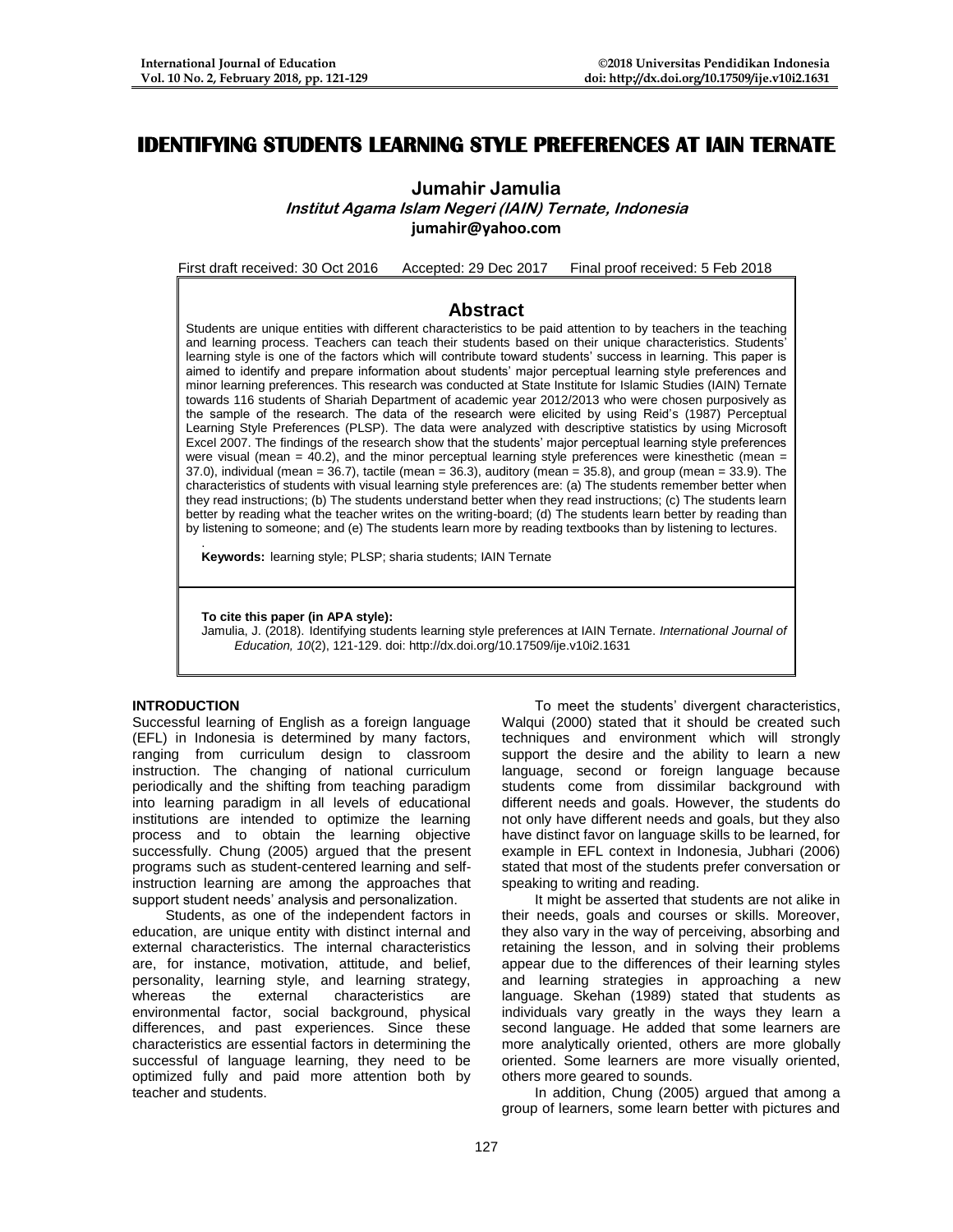# IDENTIFYING STUDENTS LEARNING STYLE PREFERENCES AT IAIN TERNATE

**Jumahir Jamulia**

***Institut Agama Islam Negeri (IAIN) Ternate, Indonesia***

**jumahir@yahoo.com**

First draft received: 30 Oct 2016 Accepted: 29 Dec 2017 Final proof received: 5 Feb 2018

## Abstract

Students are unique entities with different characteristics to be paid attention to by teachers in the teaching and learning process. Teachers can teach their students based on their unique characteristics. Students' learning style is one of the factors which will contribute toward students' success in learning. This paper is aimed to identify and prepare information about students' major perceptual learning style preferences and minor learning preferences. This research was conducted at State Institute for Islamic Studies (IAIN) Ternate towards 116 students of Shariah Department of academic year 2012/2013 who were chosen purposively as the sample of the research. The data of the research were elicited by using Reid's (1987) Perceptual Learning Style Preferences (PLSP). The data were analyzed with descriptive statistics by using Microsoft Excel 2007. The findings of the research show that the students' major perceptual learning style preferences were visual (mean = 40.2), and the minor perceptual learning style preferences were kinesthetic (mean = 37.0), individual (mean = 36.7), tactile (mean = 36.3), auditory (mean = 35.8), and group (mean = 33.9). The characteristics of students with visual learning style preferences are: (a) The students remember better when they read instructions; (b) The students understand better when they read instructions; (c) The students learn better by reading what the teacher writes on the writing-board; (d) The students learn better by reading than by listening to someone; and (e) The students learn more by reading textbooks than by listening to lectures.

**Keywords:** learning style; PLSP; sharia students; IAIN Ternate

**To cite this paper (in APA style):**
Jamulia, J. (2018). Identifying students learning style preferences at IAIN Ternate. *International Journal of Education, 10*(2), 121-129. doi: http://dx.doi.org/10.17509/ije.v10i2.1631

## INTRODUCTION

Successful learning of English as a foreign language (EFL) in Indonesia is determined by many factors, ranging from curriculum design to classroom instruction. The changing of national curriculum periodically and the shifting from teaching paradigm into learning paradigm in all levels of educational institutions are intended to optimize the learning process and to obtain the learning objective successfully. Chung (2005) argued that the present programs such as student-centered learning and self-instruction learning are among the approaches that support student needs' analysis and personalization.

Students, as one of the independent factors in education, are unique entity with distinct internal and external characteristics. The internal characteristics are, for instance, motivation, attitude, and belief, personality, learning style, and learning strategy, whereas the external characteristics are environmental factor, social background, physical differences, and past experiences. Since these characteristics are essential factors in determining the successful of language learning, they need to be optimized fully and paid more attention both by teacher and students.

To meet the students' divergent characteristics, Walqui (2000) stated that it should be created such techniques and environment which will strongly support the desire and the ability to learn a new language, second or foreign language because students come from dissimilar background with different needs and goals. However, the students do not only have different needs and goals, but they also have distinct favor on language skills to be learned, for example in EFL context in Indonesia, Jubhari (2006) stated that most of the students prefer conversation or speaking to writing and reading.

It might be asserted that students are not alike in their needs, goals and courses or skills. Moreover, they also vary in the way of perceiving, absorbing and retaining the lesson, and in solving their problems appear due to the differences of their learning styles and learning strategies in approaching a new language. Skehan (1989) stated that students as individuals vary greatly in the ways they learn a second language. He added that some learners are more analytically oriented, others are more globally oriented. Some learners are more visually oriented, others more geared to sounds.

In addition, Chung (2005) argued that among a group of learners, some learn better with pictures and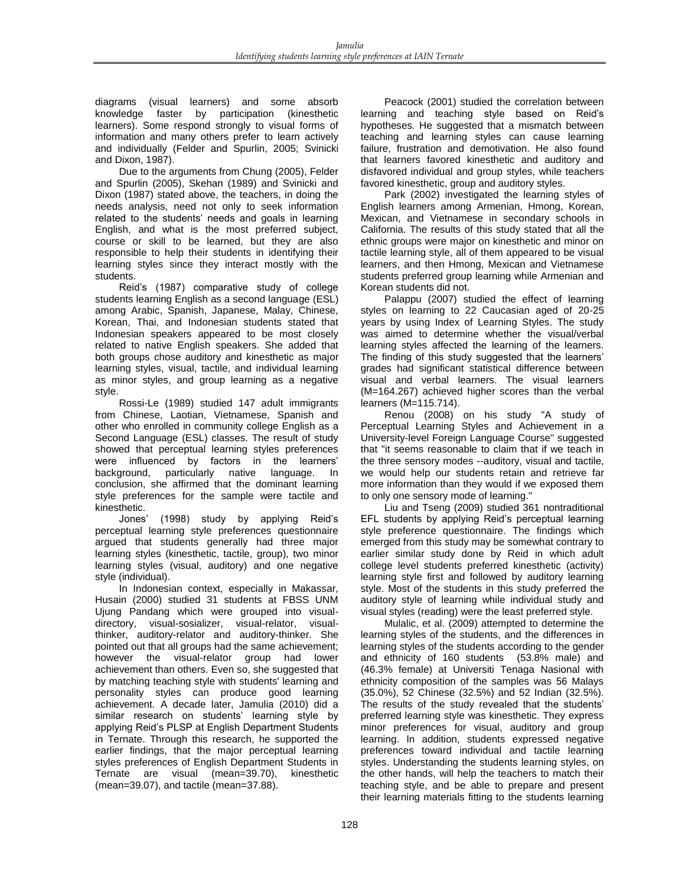diagrams (visual learners) and some absorb knowledge faster by participation (kinesthetic learners). Some respond strongly to visual forms of information and many others prefer to learn actively and individually (Felder and Spurlin, 2005; Svinicki and Dixon, 1987).

Due to the arguments from Chung (2005), Felder and Spurlin (2005), Skehan (1989) and Svinicki and Dixon (1987) stated above, the teachers, in doing the needs analysis, need not only to seek information related to the students' needs and goals in learning English, and what is the most preferred subject, course or skill to be learned, but they are also responsible to help their students in identifying their learning styles since they interact mostly with the students.

Reid's (1987) comparative study of college students learning English as a second language (ESL) among Arabic, Spanish, Japanese, Malay, Chinese, Korean, Thai, and Indonesian students stated that Indonesian speakers appeared to be most closely related to native English speakers. She added that both groups chose auditory and kinesthetic as major learning styles, visual, tactile, and individual learning as minor styles, and group learning as a negative style.

Rossi-Le (1989) studied 147 adult immigrants from Chinese, Laotian, Vietnamese, Spanish and other who enrolled in community college English as a Second Language (ESL) classes. The result of study showed that perceptual learning styles preferences were influenced by factors in the learners' background, particularly native language. In conclusion, she affirmed that the dominant learning style preferences for the sample were tactile and kinesthetic.

Jones' (1998) study by applying Reid's perceptual learning style preferences questionnaire argued that students generally had three major learning styles (kinesthetic, tactile, group), two minor learning styles (visual, auditory) and one negative style (individual).

In Indonesian context, especially in Makassar, Husain (2000) studied 31 students at FBSS UNM Ujung Pandang which were grouped into visual-directory, visual-sosializer, visual-relator, visual-thinker, auditory-relator and auditory-thinker. She pointed out that all groups had the same achievement; however the visual-relator group had lower achievement than others. Even so, she suggested that by matching teaching style with students' learning and personality styles can produce good learning achievement. A decade later, Jamulia (2010) did a similar research on students' learning style by applying Reid's PLSP at English Department Students in Ternate. Through this research, he supported the earlier findings, that the major perceptual learning styles preferences of English Department Students in Ternate are visual (mean=39.70), kinesthetic (mean=39.07), and tactile (mean=37.88).

Peacock (2001) studied the correlation between learning and teaching style based on Reid's hypotheses. He suggested that a mismatch between teaching and learning styles can cause learning failure, frustration and demotivation. He also found that learners favored kinesthetic and auditory and disfavored individual and group styles, while teachers favored kinesthetic, group and auditory styles.

Park (2002) investigated the learning styles of English learners among Armenian, Hmong, Korean, Mexican, and Vietnamese in secondary schools in California. The results of this study stated that all the ethnic groups were major on kinesthetic and minor on tactile learning style, all of them appeared to be visual learners, and then Hmong, Mexican and Vietnamese students preferred group learning while Armenian and Korean students did not.

Palappu (2007) studied the effect of learning styles on learning to 22 Caucasian aged of 20-25 years by using Index of Learning Styles. The study was aimed to determine whether the visual/verbal learning styles affected the learning of the learners. The finding of this study suggested that the learners' grades had significant statistical difference between visual and verbal learners. The visual learners (M=164.267) achieved higher scores than the verbal learners (M=115.714).

Renou (2008) on his study "A study of Perceptual Learning Styles and Achievement in a University-level Foreign Language Course" suggested that "it seems reasonable to claim that if we teach in the three sensory modes --auditory, visual and tactile, we would help our students retain and retrieve far more information than they would if we exposed them to only one sensory mode of learning."

Liu and Tseng (2009) studied 361 nontraditional EFL students by applying Reid's perceptual learning style preference questionnaire. The findings which emerged from this study may be somewhat contrary to earlier similar study done by Reid in which adult college level students preferred kinesthetic (activity) learning style first and followed by auditory learning style. Most of the students in this study preferred the auditory style of learning while individual study and visual styles (reading) were the least preferred style.

Mulalic, et al. (2009) attempted to determine the learning styles of the students, and the differences in learning styles of the students according to the gender and ethnicity of 160 students (53.8% male) and (46.3% female) at Universiti Tenaga Nasional with ethnicity composition of the samples was 56 Malays (35.0%), 52 Chinese (32.5%) and 52 Indian (32.5%). The results of the study revealed that the students' preferred learning style was kinesthetic. They express minor preferences for visual, auditory and group learning. In addition, students expressed negative preferences toward individual and tactile learning styles. Understanding the students learning styles, on the other hands, will help the teachers to match their teaching style, and be able to prepare and present their learning materials fitting to the students learning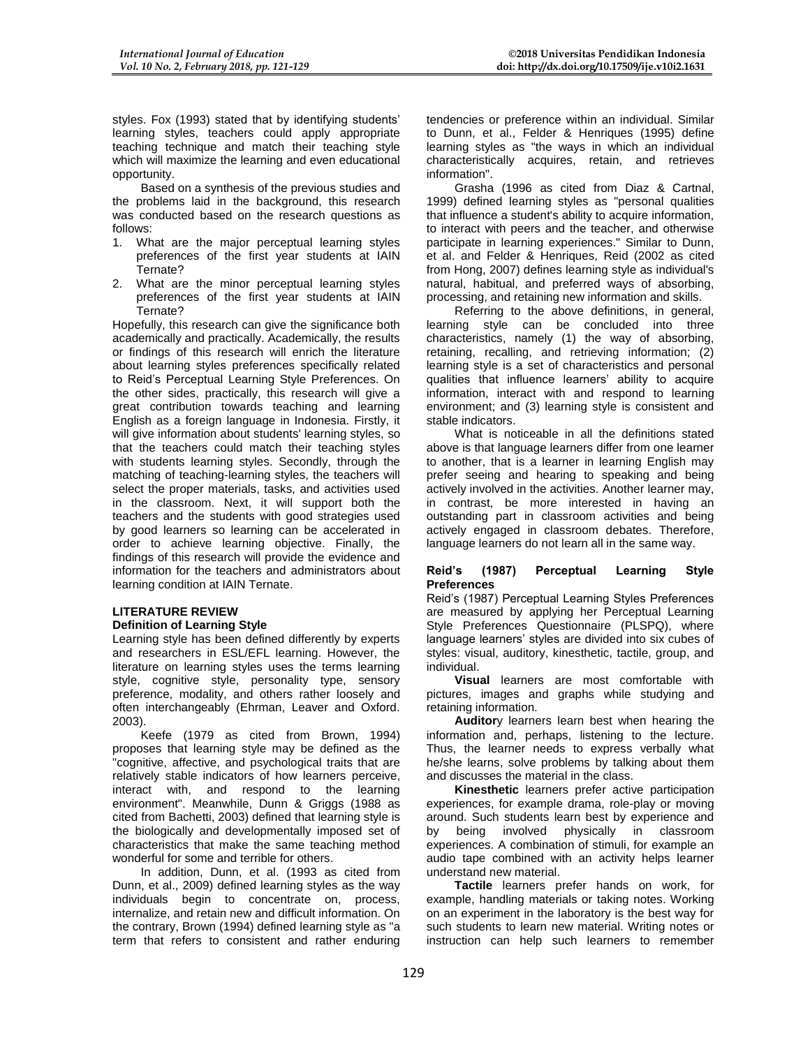styles. Fox (1993) stated that by identifying students' learning styles, teachers could apply appropriate teaching technique and match their teaching style which will maximize the learning and even educational opportunity.

Based on a synthesis of the previous studies and the problems laid in the background, this research was conducted based on the research questions as follows:

1. What are the major perceptual learning styles preferences of the first year students at IAIN Ternate?
2. What are the minor perceptual learning styles preferences of the first year students at IAIN Ternate?

Hopefully, this research can give the significance both academically and practically. Academically, the results or findings of this research will enrich the literature about learning styles preferences specifically related to Reid's Perceptual Learning Style Preferences. On the other sides, practically, this research will give a great contribution towards teaching and learning English as a foreign language in Indonesia. Firstly, it will give information about students' learning styles, so that the teachers could match their teaching styles with students learning styles. Secondly, through the matching of teaching-learning styles, the teachers will select the proper materials, tasks, and activities used in the classroom. Next, it will support both the teachers and the students with good strategies used by good learners so learning can be accelerated in order to achieve learning objective. Finally, the findings of this research will provide the evidence and information for the teachers and administrators about learning condition at IAIN Ternate.

## LITERATURE REVIEW

### Definition of Learning Style

Learning style has been defined differently by experts and researchers in ESL/EFL learning. However, the literature on learning styles uses the terms learning style, cognitive style, personality type, sensory preference, modality, and others rather loosely and often interchangeably (Ehrman, Leaver and Oxford. 2003).

Keefe (1979 as cited from Brown, 1994) proposes that learning style may be defined as the "cognitive, affective, and psychological traits that are relatively stable indicators of how learners perceive, interact with, and respond to the learning environment". Meanwhile, Dunn & Griggs (1988 as cited from Bachetti, 2003) defined that learning style is the biologically and developmentally imposed set of characteristics that make the same teaching method wonderful for some and terrible for others.

In addition, Dunn, et al. (1993 as cited from Dunn, et al., 2009) defined learning styles as the way individuals begin to concentrate on, process, internalize, and retain new and difficult information. On the contrary, Brown (1994) defined learning style as "a term that refers to consistent and rather enduring tendencies or preference within an individual. Similar to Dunn, et al., Felder & Henriques (1995) define learning styles as "the ways in which an individual characteristically acquires, retain, and retrieves information".

Grasha (1996 as cited from Diaz & Cartnal, 1999) defined learning styles as "personal qualities that influence a student's ability to acquire information, to interact with peers and the teacher, and otherwise participate in learning experiences." Similar to Dunn, et al. and Felder & Henriques, Reid (2002 as cited from Hong, 2007) defines learning style as individual's natural, habitual, and preferred ways of absorbing, processing, and retaining new information and skills.

Referring to the above definitions, in general, learning style can be concluded into three characteristics, namely (1) the way of absorbing, retaining, recalling, and retrieving information; (2) learning style is a set of characteristics and personal qualities that influence learners' ability to acquire information, interact with and respond to learning environment; and (3) learning style is consistent and stable indicators.

What is noticeable in all the definitions stated above is that language learners differ from one learner to another, that is a learner in learning English may prefer seeing and hearing to speaking and being actively involved in the activities. Another learner may, in contrast, be more interested in having an outstanding part in classroom activities and being actively engaged in classroom debates. Therefore, language learners do not learn all in the same way.

### Reid's (1987) Perceptual Learning Style Preferences

Reid's (1987) Perceptual Learning Styles Preferences are measured by applying her Perceptual Learning Style Preferences Questionnaire (PLSPQ), where language learners' styles are divided into six cubes of styles: visual, auditory, kinesthetic, tactile, group, and individual.

**Visual** learners are most comfortable with pictures, images and graphs while studying and retaining information.

**Auditor**y learners learn best when hearing the information and, perhaps, listening to the lecture. Thus, the learner needs to express verbally what he/she learns, solve problems by talking about them and discusses the material in the class.

**Kinesthetic** learners prefer active participation experiences, for example drama, role-play or moving around. Such students learn best by experience and by being involved physically in classroom experiences. A combination of stimuli, for example an audio tape combined with an activity helps learner understand new material.

**Tactile** learners prefer hands on work, for example, handling materials or taking notes. Working on an experiment in the laboratory is the best way for such students to learn new material. Writing notes or instruction can help such learners to remember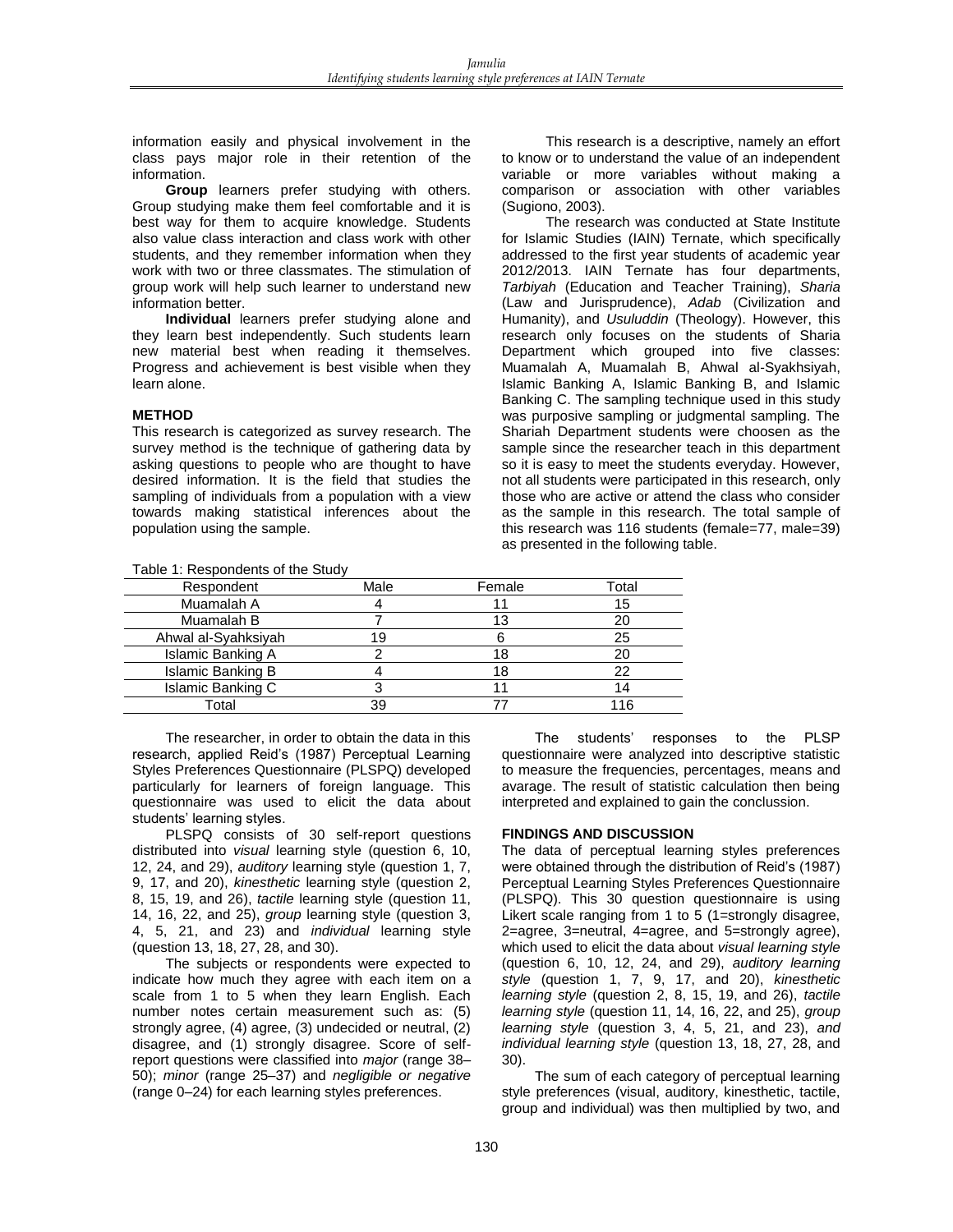information easily and physical involvement in the class pays major role in their retention of the information.

**Group** learners prefer studying with others. Group studying make them feel comfortable and it is best way for them to acquire knowledge. Students also value class interaction and class work with other students, and they remember information when they work with two or three classmates. The stimulation of group work will help such learner to understand new information better.

**Individual** learners prefer studying alone and they learn best independently. Such students learn new material best when reading it themselves. Progress and achievement is best visible when they learn alone.

## METHOD

This research is categorized as survey research. The survey method is the technique of gathering data by asking questions to people who are thought to have desired information. It is the field that studies the sampling of individuals from a population with a view towards making statistical inferences about the population using the sample.

This research is a descriptive, namely an effort to know or to understand the value of an independent variable or more variables without making a comparison or association with other variables (Sugiono, 2003).

The research was conducted at State Institute for Islamic Studies (IAIN) Ternate, which specifically addressed to the first year students of academic year 2012/2013. IAIN Ternate has four departments, *Tarbiyah* (Education and Teacher Training), *Sharia* (Law and Jurisprudence), *Adab* (Civilization and Humanity), and *Usuluddin* (Theology). However, this research only focuses on the students of Sharia Department which grouped into five classes: Muamalah A, Muamalah B, Ahwal al-Syakhsiyah, Islamic Banking A, Islamic Banking B, and Islamic Banking C. The sampling technique used in this study was purposive sampling or judgmental sampling. The Shariah Department students were choosen as the sample since the researcher teach in this department so it is easy to meet the students everyday. However, not all students were participated in this research, only those who are active or attend the class who consider as the sample in this research. The total sample of this research was 116 students (female=77, male=39) as presented in the following table.

Table 1: Respondents of the Study

| Respondent | Male | Female | Total |
|---|---|---|---|
| Muamalah A | 4 | 11 | 15 |
| Muamalah B | 7 | 13 | 20 |
| Ahwal al-Syahksiyah | 19 | 6 | 25 |
| Islamic Banking A | 2 | 18 | 20 |
| Islamic Banking B | 4 | 18 | 22 |
| Islamic Banking C | 3 | 11 | 14 |
| Total | 39 | 77 | 116 |

The researcher, in order to obtain the data in this research, applied Reid's (1987) Perceptual Learning Styles Preferences Questionnaire (PLSPQ) developed particularly for learners of foreign language. This questionnaire was used to elicit the data about students' learning styles.

PLSPQ consists of 30 self-report questions distributed into *visual* learning style (question 6, 10, 12, 24, and 29), *auditory* learning style (question 1, 7, 9, 17, and 20), *kinesthetic* learning style (question 2, 8, 15, 19, and 26), *tactile* learning style (question 11, 14, 16, 22, and 25), *group* learning style (question 3, 4, 5, 21, and 23) and *individual* learning style (question 13, 18, 27, 28, and 30).

The subjects or respondents were expected to indicate how much they agree with each item on a scale from 1 to 5 when they learn English. Each number notes certain measurement such as: (5) strongly agree, (4) agree, (3) undecided or neutral, (2) disagree, and (1) strongly disagree. Score of self-report questions were classified into *major* (range 38–50); *minor* (range 25–37) and *negligible or negative* (range 0–24) for each learning styles preferences.

The students' responses to the PLSP questionnaire were analyzed into descriptive statistic to measure the frequencies, percentages, means and avarage. The result of statistic calculation then being interpreted and explained to gain the conclussion.

## FINDINGS AND DISCUSSION

The data of perceptual learning styles preferences were obtained through the distribution of Reid's (1987) Perceptual Learning Styles Preferences Questionnaire (PLSPQ). This 30 question questionnaire is using Likert scale ranging from 1 to 5 (1=strongly disagree, 2=agree, 3=neutral, 4=agree, and 5=strongly agree), which used to elicit the data about *visual learning style* (question 6, 10, 12, 24, and 29), *auditory learning style* (question 1, 7, 9, 17, and 20), *kinesthetic learning style* (question 2, 8, 15, 19, and 26), *tactile learning style* (question 11, 14, 16, 22, and 25), *group learning style* (question 3, 4, 5, 21, and 23), *and individual learning style* (question 13, 18, 27, 28, and 30).

The sum of each category of perceptual learning style preferences (visual, auditory, kinesthetic, tactile, group and individual) was then multiplied by two, and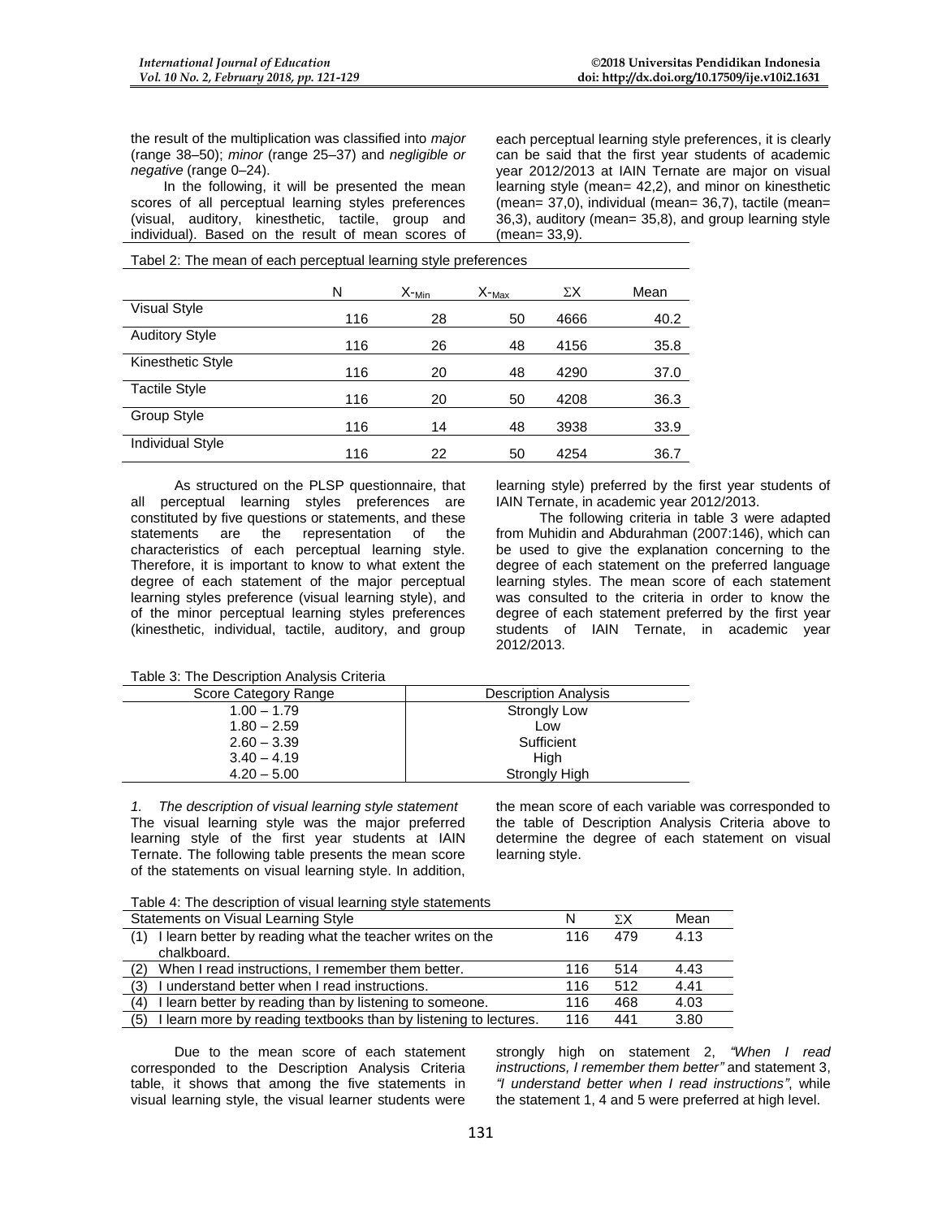the result of the multiplication was classified into *major* (range 38–50); *minor* (range 25–37) and *negligible or negative* (range 0–24).

In the following, it will be presented the mean scores of all perceptual learning styles preferences (visual, auditory, kinesthetic, tactile, group and individual). Based on the result of mean scores of each perceptual learning style preferences, it is clearly can be said that the first year students of academic year 2012/2013 at IAIN Ternate are major on visual learning style (mean= 42,2), and minor on kinesthetic (mean= 37,0), individual (mean= 36,7), tactile (mean= 36,3), auditory (mean= 35,8), and group learning style (mean= 33,9).

Tabel 2: The mean of each perceptual learning style preferences

| | N | $X_{Min}$ | $X_{Max}$ | $\Sigma X$ | Mean |
|---|---|---|---|---|---|
| Visual Style | 116 | 28 | 50 | 4666 | 40.2 |
| Auditory Style | 116 | 26 | 48 | 4156 | 35.8 |
| Kinesthetic Style | 116 | 20 | 48 | 4290 | 37.0 |
| Tactile Style | 116 | 20 | 50 | 4208 | 36.3 |
| Group Style | 116 | 14 | 48 | 3938 | 33.9 |
| Individual Style | 116 | 22 | 50 | 4254 | 36.7 |

As structured on the PLSP questionnaire, that all perceptual learning styles preferences are constituted by five questions or statements, and these statements are the representation of the characteristics of each perceptual learning style. Therefore, it is important to know to what extent the degree of each statement of the major perceptual learning styles preference (visual learning style), and of the minor perceptual learning styles preferences (kinesthetic, individual, tactile, auditory, and group learning style) preferred by the first year students of IAIN Ternate, in academic year 2012/2013.

The following criteria in table 3 were adapted from Muhidin and Abdurahman (2007:146), which can be used to give the explanation concerning to the degree of each statement on the preferred language learning styles. The mean score of each statement was consulted to the criteria in order to know the degree of each statement preferred by the first year students of IAIN Ternate, in academic year 2012/2013.

Table 3: The Description Analysis Criteria

| Score Category Range | Description Analysis |
|---|---|
| 1.00 – 1.79 | Strongly Low |
| 1.80 – 2.59 | Low |
| 2.60 – 3.39 | Sufficient |
| 3.40 – 4.19 | High |
| 4.20 – 5.00 | Strongly High |

*1. The description of visual learning style statement*

The visual learning style was the major preferred learning style of the first year students at IAIN Ternate. The following table presents the mean score of the statements on visual learning style. In addition, the mean score of each variable was corresponded to the table of Description Analysis Criteria above to determine the degree of each statement on visual learning style.

Table 4: The description of visual learning style statements

| Statements on Visual Learning Style | N | $\Sigma X$ | Mean |
|---|---|---|---|
| (1) I learn better by reading what the teacher writes on the chalkboard. | 116 | 479 | 4.13 |
| (2) When I read instructions, I remember them better. | 116 | 514 | 4.43 |
| (3) I understand better when I read instructions. | 116 | 512 | 4.41 |
| (4) I learn better by reading than by listening to someone. | 116 | 468 | 4.03 |
| (5) I learn more by reading textbooks than by listening to lectures. | 116 | 441 | 3.80 |

Due to the mean score of each statement corresponded to the Description Analysis Criteria table, it shows that among the five statements in visual learning style, the visual learner students were strongly high on statement 2, *"When I read instructions, I remember them better"* and statement 3, *"I understand better when I read instructions"*, while the statement 1, 4 and 5 were preferred at high level.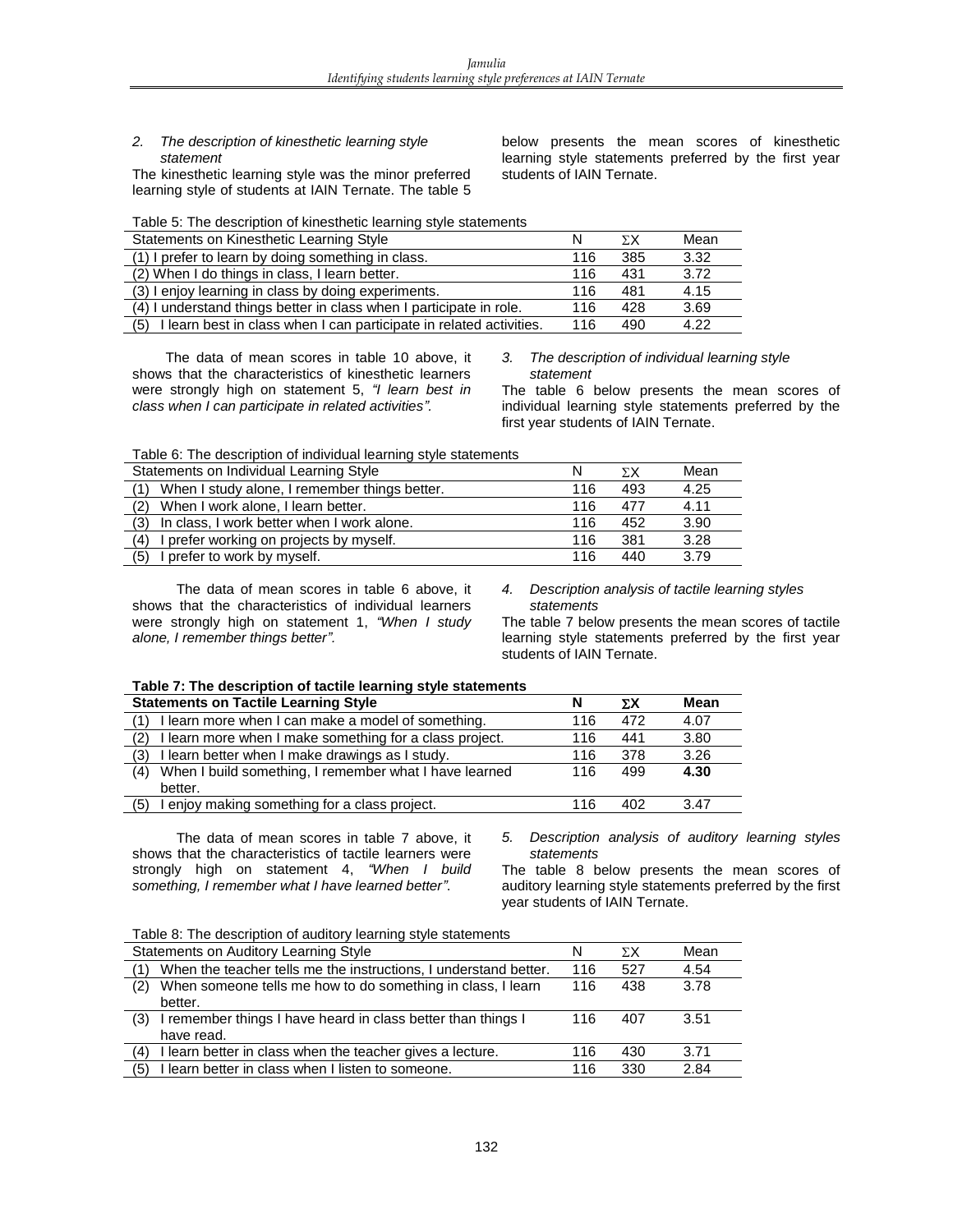*2. The description of kinesthetic learning style statement*

The kinesthetic learning style was the minor preferred learning style of students at IAIN Ternate. The table 5 below presents the mean scores of kinesthetic learning style statements preferred by the first year students of IAIN Ternate.

Table 5: The description of kinesthetic learning style statements

| Statements on Kinesthetic Learning Style | N | ∑X | Mean |
|---|---|---|---|
| (1) I prefer to learn by doing something in class. | 116 | 385 | 3.32 |
| (2) When I do things in class, I learn better. | 116 | 431 | 3.72 |
| (3) I enjoy learning in class by doing experiments. | 116 | 481 | 4.15 |
| (4) I understand things better in class when I participate in role. | 116 | 428 | 3.69 |
| (5) I learn best in class when I can participate in related activities. | 116 | 490 | 4.22 |

The data of mean scores in table 10 above, it shows that the characteristics of kinesthetic learners were strongly high on statement 5, *"I learn best in class when I can participate in related activities".*

*3. The description of individual learning style statement*

The table 6 below presents the mean scores of individual learning style statements preferred by the first year students of IAIN Ternate.

Table 6: The description of individual learning style statements

| Statements on Individual Learning Style | N | ∑X | Mean |
|---|---|---|---|
| (1) When I study alone, I remember things better. | 116 | 493 | 4.25 |
| (2) When I work alone, I learn better. | 116 | 477 | 4.11 |
| (3) In class, I work better when I work alone. | 116 | 452 | 3.90 |
| (4) I prefer working on projects by myself. | 116 | 381 | 3.28 |
| (5) I prefer to work by myself. | 116 | 440 | 3.79 |

The data of mean scores in table 6 above, it shows that the characteristics of individual learners were strongly high on statement 1, *"When I study alone, I remember things better".*

*4. Description analysis of tactile learning styles statements*

The table 7 below presents the mean scores of tactile learning style statements preferred by the first year students of IAIN Ternate.

**Table 7: The description of tactile learning style statements**

| **Statements on Tactile Learning Style** | **N** | **∑X** | **Mean** |
|---|---|---|---|
| (1) I learn more when I can make a model of something. | 116 | 472 | 4.07 |
| (2) I learn more when I make something for a class project. | 116 | 441 | 3.80 |
| (3) I learn better when I make drawings as I study. | 116 | 378 | 3.26 |
| (4) When I build something, I remember what I have learned better. | 116 | 499 | **4.30** |
| (5) I enjoy making something for a class project. | 116 | 402 | 3.47 |

The data of mean scores in table 7 above, it shows that the characteristics of tactile learners were strongly high on statement 4, *"When I build something, I remember what I have learned better".*

*5. Description analysis of auditory learning styles statements*

The table 8 below presents the mean scores of auditory learning style statements preferred by the first year students of IAIN Ternate.

Table 8: The description of auditory learning style statements

| Statements on Auditory Learning Style | N | ∑X | Mean |
|---|---|---|---|
| (1) When the teacher tells me the instructions, I understand better. | 116 | 527 | 4.54 |
| (2) When someone tells me how to do something in class, I learn better. | 116 | 438 | 3.78 |
| (3) I remember things I have heard in class better than things I have read. | 116 | 407 | 3.51 |
| (4) I learn better in class when the teacher gives a lecture. | 116 | 430 | 3.71 |
| (5) I learn better in class when I listen to someone. | 116 | 330 | 2.84 |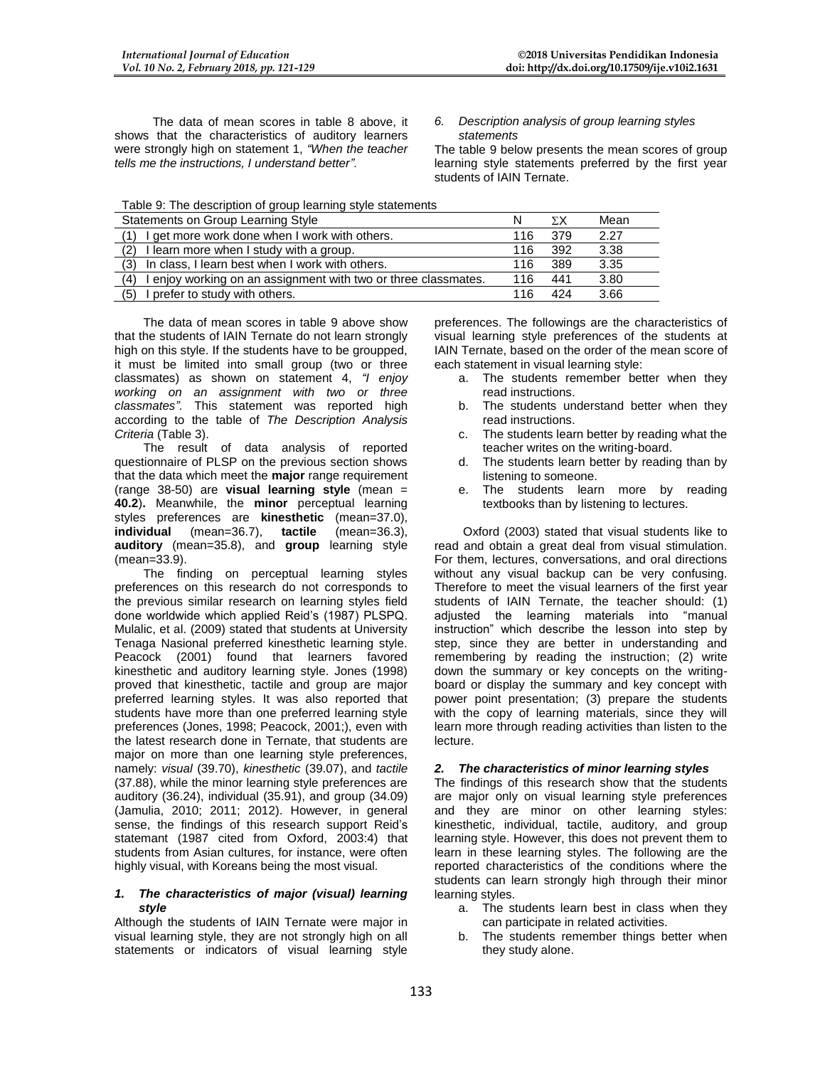The data of mean scores in table 8 above, it shows that the characteristics of auditory learners were strongly high on statement 1, *"When the teacher tells me the instructions, I understand better".*

*6. Description analysis of group learning styles statements*

The table 9 below presents the mean scores of group learning style statements preferred by the first year students of IAIN Ternate.

Table 9: The description of group learning style statements

| Statements on Group Learning Style | N | ∑X | Mean |
|---|---|---|---|
| (1) I get more work done when I work with others. | 116 | 379 | 2.27 |
| (2) I learn more when I study with a group. | 116 | 392 | 3.38 |
| (3) In class, I learn best when I work with others. | 116 | 389 | 3.35 |
| (4) I enjoy working on an assignment with two or three classmates. | 116 | 441 | 3.80 |
| (5) I prefer to study with others. | 116 | 424 | 3.66 |

The data of mean scores in table 9 above show that the students of IAIN Ternate do not learn strongly high on this style. If the students have to be groupped, it must be limited into small group (two or three classmates) as shown on statement 4, *"I enjoy working on an assignment with two or three classmates".* This statement was reported high according to the table of *The Description Analysis Criteria* (Table 3).

The result of data analysis of reported questionnaire of PLSP on the previous section shows that the data which meet the **major** range requirement (range 38-50) are **visual learning style** (mean = **40.2**)**.** Meanwhile, the **minor** perceptual learning styles preferences are **kinesthetic** (mean=37.0), **individual** (mean=36.7), **tactile** (mean=36.3), **auditory** (mean=35.8), and **group** learning style (mean=33.9).

The finding on perceptual learning styles preferences on this research do not corresponds to the previous similar research on learning styles field done worldwide which applied Reid's (1987) PLSPQ. Mulalic, et al. (2009) stated that students at University Tenaga Nasional preferred kinesthetic learning style. Peacock (2001) found that learners favored kinesthetic and auditory learning style. Jones (1998) proved that kinesthetic, tactile and group are major preferred learning styles. It was also reported that students have more than one preferred learning style preferences (Jones, 1998; Peacock, 2001;), even with the latest research done in Ternate, that students are major on more than one learning style preferences, namely: *visual* (39.70), *kinesthetic* (39.07), and *tactile* (37.88), while the minor learning style preferences are auditory (36.24), individual (35.91), and group (34.09) (Jamulia, 2010; 2011; 2012). However, in general sense, the findings of this research support Reid's statemant (1987 cited from Oxford, 2003:4) that students from Asian cultures, for instance, were often highly visual, with Koreans being the most visual.

### *1. The characteristics of major (visual) learning style*

Although the students of IAIN Ternate were major in visual learning style, they are not strongly high on all statements or indicators of visual learning style preferences. The followings are the characteristics of visual learning style preferences of the students at IAIN Ternate, based on the order of the mean score of each statement in visual learning style:

a. The students remember better when they read instructions.
b. The students understand better when they read instructions.
c. The students learn better by reading what the teacher writes on the writing-board.
d. The students learn better by reading than by listening to someone.
e. The students learn more by reading textbooks than by listening to lectures.

Oxford (2003) stated that visual students like to read and obtain a great deal from visual stimulation. For them, lectures, conversations, and oral directions without any visual backup can be very confusing. Therefore to meet the visual learners of the first year students of IAIN Ternate, the teacher should: (1) adjusted the learning materials into "manual instruction" which describe the lesson into step by step, since they are better in understanding and remembering by reading the instruction; (2) write down the summary or key concepts on the writing-board or display the summary and key concept with power point presentation; (3) prepare the students with the copy of learning materials, since they will learn more through reading activities than listen to the lecture.

### *2. The characteristics of minor learning styles*

The findings of this research show that the students are major only on visual learning style preferences and they are minor on other learning styles: kinesthetic, individual, tactile, auditory, and group learning style. However, this does not prevent them to learn in these learning styles. The following are the reported characteristics of the conditions where the students can learn strongly high through their minor learning styles.

a. The students learn best in class when they can participate in related activities.
b. The students remember things better when they study alone.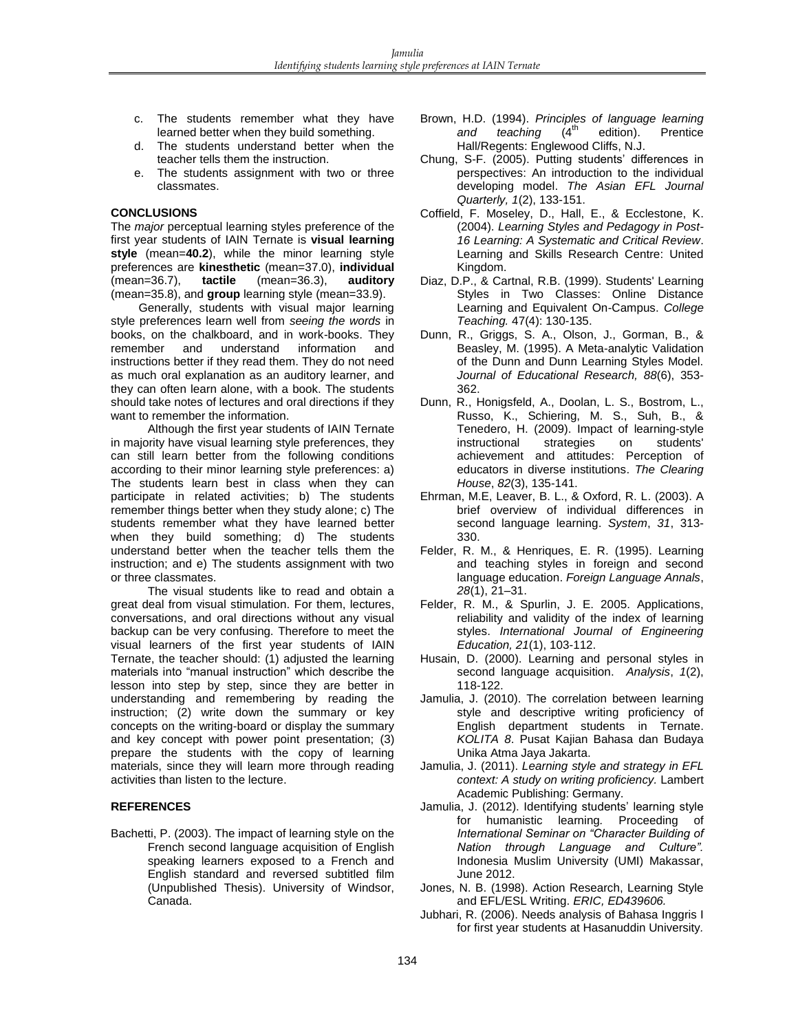c. The students remember what they have learned better when they build something.
d. The students understand better when the teacher tells them the instruction.
e. The students assignment with two or three classmates.

## CONCLUSIONS

The *major* perceptual learning styles preference of the first year students of IAIN Ternate is **visual learning style** (mean=**40.2**), while the minor learning style preferences are **kinesthetic** (mean=37.0), **individual** (mean=36.7), **tactile** (mean=36.3), **auditory** (mean=35.8), and **group** learning style (mean=33.9).

Generally, students with visual major learning style preferences learn well from *seeing the words* in books, on the chalkboard, and in work-books. They remember and understand information and instructions better if they read them. They do not need as much oral explanation as an auditory learner, and they can often learn alone, with a book. The students should take notes of lectures and oral directions if they want to remember the information.

Although the first year students of IAIN Ternate in majority have visual learning style preferences, they can still learn better from the following conditions according to their minor learning style preferences: a) The students learn best in class when they can participate in related activities; b) The students remember things better when they study alone; c) The students remember what they have learned better when they build something; d) The students understand better when the teacher tells them the instruction; and e) The students assignment with two or three classmates.

The visual students like to read and obtain a great deal from visual stimulation. For them, lectures, conversations, and oral directions without any visual backup can be very confusing. Therefore to meet the visual learners of the first year students of IAIN Ternate, the teacher should: (1) adjusted the learning materials into "manual instruction" which describe the lesson into step by step, since they are better in understanding and remembering by reading the instruction; (2) write down the summary or key concepts on the writing-board or display the summary and key concept with power point presentation; (3) prepare the students with the copy of learning materials, since they will learn more through reading activities than listen to the lecture.

## REFERENCES

Bachetti, P. (2003). The impact of learning style on the French second language acquisition of English speaking learners exposed to a French and English standard and reversed subtitled film (Unpublished Thesis). University of Windsor, Canada.

Brown, H.D. (1994). *Principles of language learning and teaching* (4th edition). Prentice Hall/Regents: Englewood Cliffs, N.J.

Chung, S-F. (2005). Putting students' differences in perspectives: An introduction to the individual developing model. *The Asian EFL Journal Quarterly, 1*(2), 133-151.

Coffield, F. Moseley, D., Hall, E., & Ecclestone, K. (2004). *Learning Styles and Pedagogy in Post-16 Learning: A Systematic and Critical Review*. Learning and Skills Research Centre: United Kingdom.

Diaz, D.P., & Cartnal, R.B. (1999). Students' Learning Styles in Two Classes: Online Distance Learning and Equivalent On-Campus. *College Teaching.* 47(4): 130-135.

Dunn, R., Griggs, S. A., Olson, J., Gorman, B., & Beasley, M. (1995). A Meta-analytic Validation of the Dunn and Dunn Learning Styles Model. *Journal of Educational Research, 88*(6), 353-362.

Dunn, R., Honigsfeld, A., Doolan, L. S., Bostrom, L., Russo, K., Schiering, M. S., Suh, B., & Tenedero, H. (2009). Impact of learning-style instructional strategies on students' achievement and attitudes: Perception of educators in diverse institutions. *The Clearing House*, *82*(3), 135-141.

Ehrman, M.E, Leaver, B. L., & Oxford, R. L. (2003). A brief overview of individual differences in second language learning. *System*, *31*, 313-330.

Felder, R. M., & Henriques, E. R. (1995). Learning and teaching styles in foreign and second language education. *Foreign Language Annals*, *28*(1), 21–31.

Felder, R. M., & Spurlin, J. E. 2005. Applications, reliability and validity of the index of learning styles. *International Journal of Engineering Education, 21*(1), 103-112.

Husain, D. (2000). Learning and personal styles in second language acquisition. *Analysis*, *1*(2), 118-122.

Jamulia, J. (2010). The correlation between learning style and descriptive writing proficiency of English department students in Ternate. *KOLITA 8*. Pusat Kajian Bahasa dan Budaya Unika Atma Jaya Jakarta.

Jamulia, J. (2011). *Learning style and strategy in EFL context: A study on writing proficiency.* Lambert Academic Publishing: Germany.

Jamulia, J. (2012). Identifying students' learning style for humanistic learning. Proceeding of *International Seminar on "Character Building of Nation through Language and Culture".* Indonesia Muslim University (UMI) Makassar, June 2012.

Jones, N. B. (1998). Action Research, Learning Style and EFL/ESL Writing. *ERIC, ED439606.*

Jubhari, R. (2006). Needs analysis of Bahasa Inggris I for first year students at Hasanuddin University.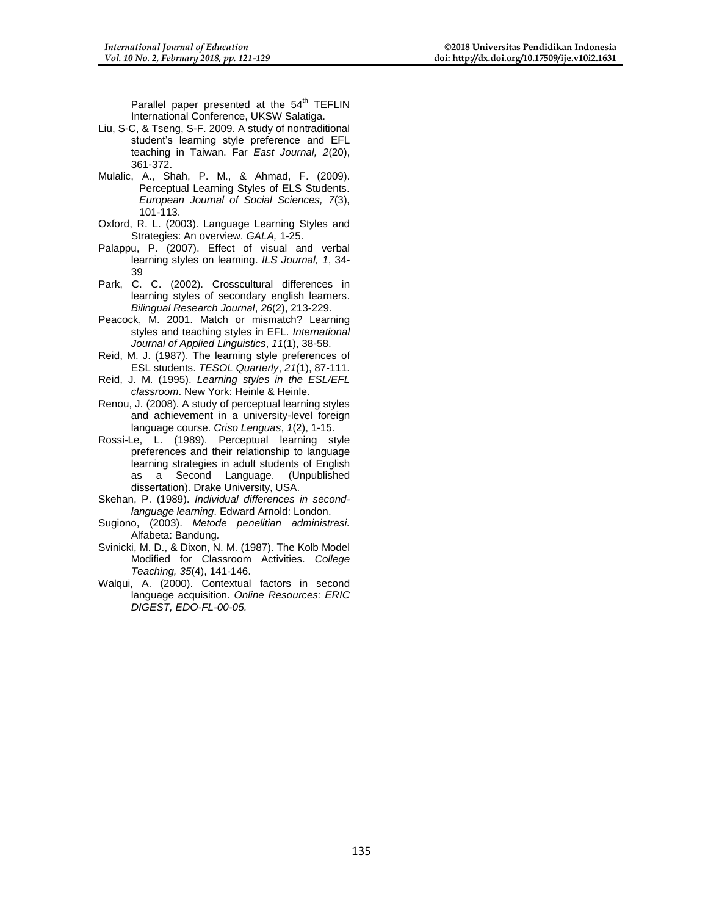Parallel paper presented at the 54th TEFLIN International Conference, UKSW Salatiga.

Liu, S-C, & Tseng, S-F. 2009. A study of nontraditional student's learning style preference and EFL teaching in Taiwan. Far *East Journal, 2*(20), 361-372.

Mulalic, A., Shah, P. M., & Ahmad, F. (2009). Perceptual Learning Styles of ELS Students. *European Journal of Social Sciences, 7*(3), 101-113.

Oxford, R. L. (2003). Language Learning Styles and Strategies: An overview. *GALA,* 1-25.

Palappu, P. (2007). Effect of visual and verbal learning styles on learning. *ILS Journal, 1*, 34-39

Park, C. C. (2002). Crosscultural differences in learning styles of secondary english learners. *Bilingual Research Journal*, *26*(2), 213-229.

Peacock, M. 2001. Match or mismatch? Learning styles and teaching styles in EFL. *International Journal of Applied Linguistics*, *11*(1), 38-58.

Reid, M. J. (1987). The learning style preferences of ESL students. *TESOL Quarterly*, *21*(1), 87-111.

Reid, J. M. (1995). *Learning styles in the ESL/EFL classroom*. New York: Heinle & Heinle.

Renou, J. (2008). A study of perceptual learning styles and achievement in a university-level foreign language course. *Criso Lenguas*, *1*(2), 1-15.

Rossi-Le, L. (1989). Perceptual learning style preferences and their relationship to language learning strategies in adult students of English as a Second Language. (Unpublished dissertation). Drake University, USA.

Skehan, P. (1989). *Individual differences in second-language learning*. Edward Arnold: London.

Sugiono, (2003). *Metode penelitian administrasi.* Alfabeta: Bandung*.*

Svinicki, M. D., & Dixon, N. M. (1987). The Kolb Model Modified for Classroom Activities. *College Teaching, 35*(4), 141-146.

Walqui, A. (2000). Contextual factors in second language acquisition. *Online Resources: ERIC DIGEST, EDO-FL-00-05.*